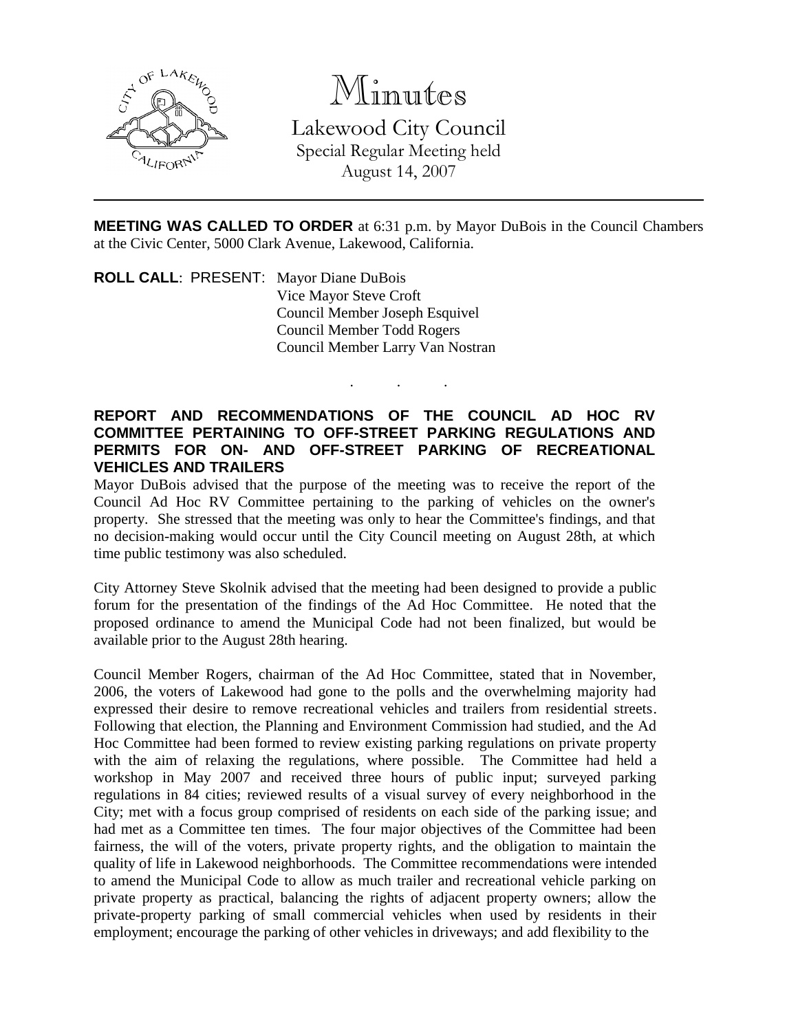# Minutes

Lakewood City Council
Special Regular Meeting held
August 14, 2007

**MEETING WAS CALLED TO ORDER** at 6:31 p.m. by Mayor DuBois in the Council Chambers at the Civic Center, 5000 Clark Avenue, Lakewood, California.

**ROLL CALL**: PRESENT: Mayor Diane DuBois
Vice Mayor Steve Croft
Council Member Joseph Esquivel
Council Member Todd Rogers
Council Member Larry Van Nostran

. . .

**REPORT AND RECOMMENDATIONS OF THE COUNCIL AD HOC RV COMMITTEE PERTAINING TO OFF-STREET PARKING REGULATIONS AND PERMITS FOR ON- AND OFF-STREET PARKING OF RECREATIONAL VEHICLES AND TRAILERS**

Mayor DuBois advised that the purpose of the meeting was to receive the report of the Council Ad Hoc RV Committee pertaining to the parking of vehicles on the owner's property. She stressed that the meeting was only to hear the Committee's findings, and that no decision-making would occur until the City Council meeting on August 28th, at which time public testimony was also scheduled.

City Attorney Steve Skolnik advised that the meeting had been designed to provide a public forum for the presentation of the findings of the Ad Hoc Committee. He noted that the proposed ordinance to amend the Municipal Code had not been finalized, but would be available prior to the August 28th hearing.

Council Member Rogers, chairman of the Ad Hoc Committee, stated that in November, 2006, the voters of Lakewood had gone to the polls and the overwhelming majority had expressed their desire to remove recreational vehicles and trailers from residential streets. Following that election, the Planning and Environment Commission had studied, and the Ad Hoc Committee had been formed to review existing parking regulations on private property with the aim of relaxing the regulations, where possible. The Committee had held a workshop in May 2007 and received three hours of public input; surveyed parking regulations in 84 cities; reviewed results of a visual survey of every neighborhood in the City; met with a focus group comprised of residents on each side of the parking issue; and had met as a Committee ten times. The four major objectives of the Committee had been fairness, the will of the voters, private property rights, and the obligation to maintain the quality of life in Lakewood neighborhoods. The Committee recommendations were intended to amend the Municipal Code to allow as much trailer and recreational vehicle parking on private property as practical, balancing the rights of adjacent property owners; allow the private-property parking of small commercial vehicles when used by residents in their employment; encourage the parking of other vehicles in driveways; and add flexibility to the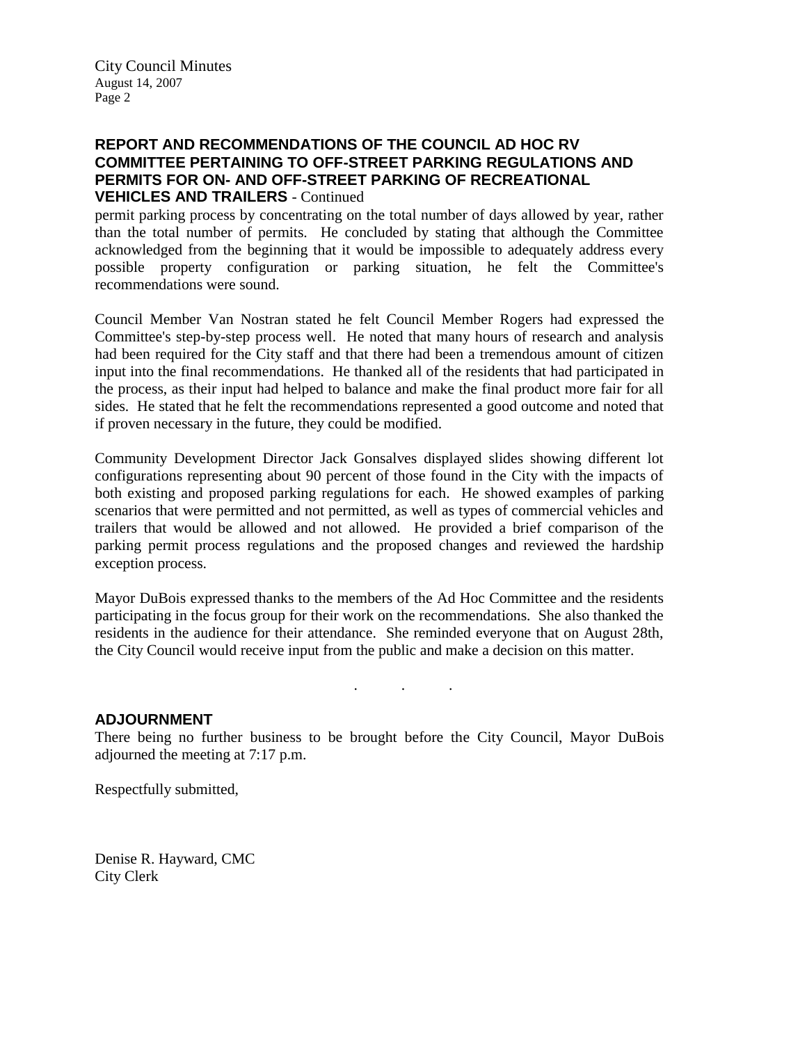## REPORT AND RECOMMENDATIONS OF THE COUNCIL AD HOC RV COMMITTEE PERTAINING TO OFF-STREET PARKING REGULATIONS AND PERMITS FOR ON- AND OFF-STREET PARKING OF RECREATIONAL VEHICLES AND TRAILERS - Continued

permit parking process by concentrating on the total number of days allowed by year, rather than the total number of permits. He concluded by stating that although the Committee acknowledged from the beginning that it would be impossible to adequately address every possible property configuration or parking situation, he felt the Committee's recommendations were sound.

Council Member Van Nostran stated he felt Council Member Rogers had expressed the Committee's step-by-step process well. He noted that many hours of research and analysis had been required for the City staff and that there had been a tremendous amount of citizen input into the final recommendations. He thanked all of the residents that had participated in the process, as their input had helped to balance and make the final product more fair for all sides. He stated that he felt the recommendations represented a good outcome and noted that if proven necessary in the future, they could be modified.

Community Development Director Jack Gonsalves displayed slides showing different lot configurations representing about 90 percent of those found in the City with the impacts of both existing and proposed parking regulations for each. He showed examples of parking scenarios that were permitted and not permitted, as well as types of commercial vehicles and trailers that would be allowed and not allowed. He provided a brief comparison of the parking permit process regulations and the proposed changes and reviewed the hardship exception process.

Mayor DuBois expressed thanks to the members of the Ad Hoc Committee and the residents participating in the focus group for their work on the recommendations. She also thanked the residents in the audience for their attendance. She reminded everyone that on August 28th, the City Council would receive input from the public and make a decision on this matter.

. . .

## ADJOURNMENT

There being no further business to be brought before the City Council, Mayor DuBois adjourned the meeting at 7:17 p.m.

Respectfully submitted,

Denise R. Hayward, CMC
City Clerk